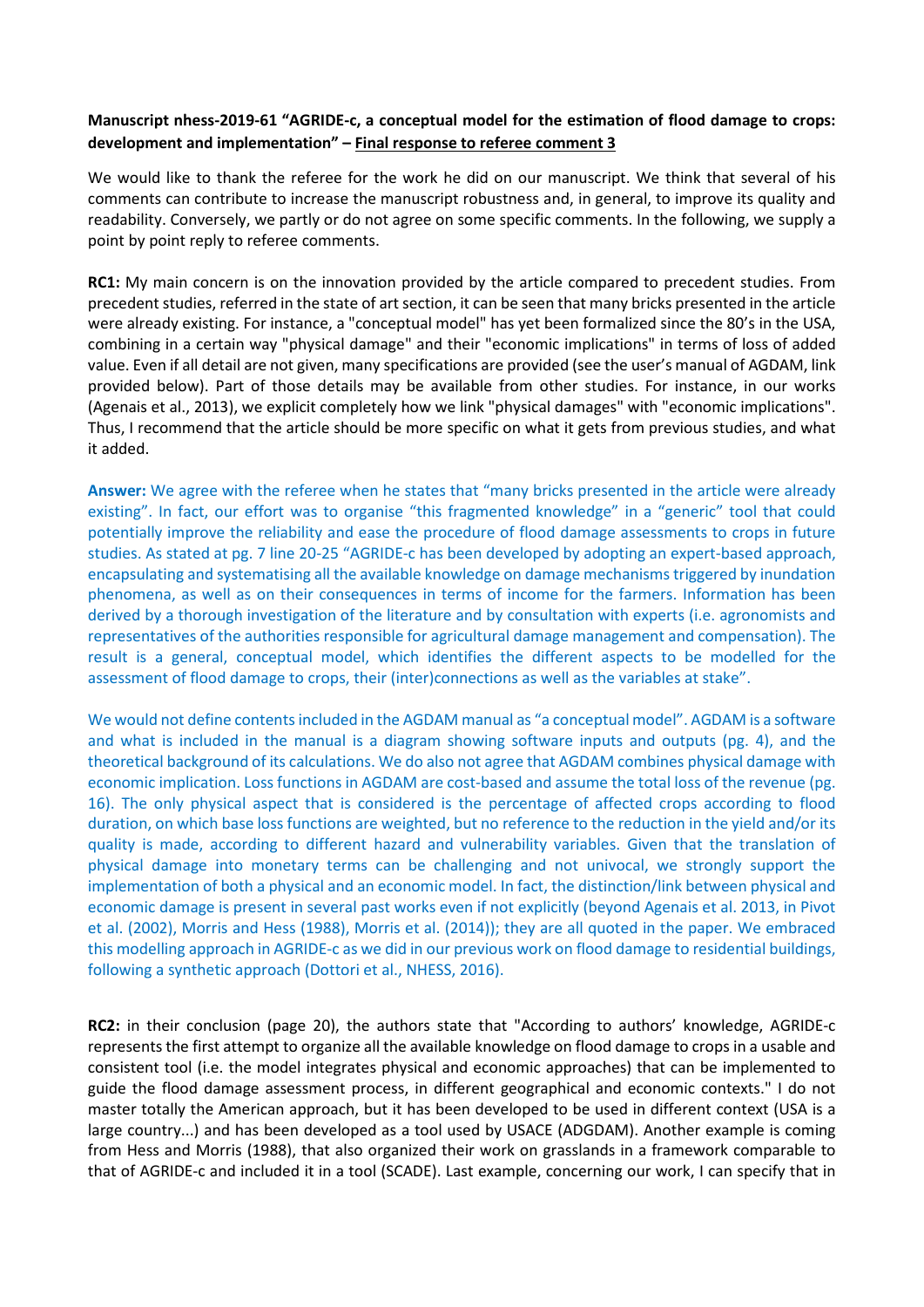**Manuscript nhess-2019-61 "AGRIDE-c, a conceptual model for the estimation of flood damage to crops: development and implementation" – Final response to referee comment 3**

We would like to thank the referee for the work he did on our manuscript. We think that several of his comments can contribute to increase the manuscript robustness and, in general, to improve its quality and readability. Conversely, we partly or do not agree on some specific comments. In the following, we supply a point by point reply to referee comments.

**RC1:** My main concern is on the innovation provided by the article compared to precedent studies. From precedent studies, referred in the state of art section, it can be seen that many bricks presented in the article were already existing. For instance, a "conceptual model" has yet been formalized since the 80's in the USA, combining in a certain way "physical damage" and their "economic implications" in terms of loss of added value. Even if all detail are not given, many specifications are provided (see the user's manual of AGDAM, link provided below). Part of those details may be available from other studies. For instance, in our works (Agenais et al., 2013), we explicit completely how we link "physical damages" with "economic implications". Thus, I recommend that the article should be more specific on what it gets from previous studies, and what it added.

**Answer:** We agree with the referee when he states that "many bricks presented in the article were already existing". In fact, our effort was to organise "this fragmented knowledge" in a "generic" tool that could potentially improve the reliability and ease the procedure of flood damage assessments to crops in future studies. As stated at pg. 7 line 20-25 "AGRIDE-c has been developed by adopting an expert-based approach, encapsulating and systematising all the available knowledge on damage mechanisms triggered by inundation phenomena, as well as on their consequences in terms of income for the farmers. Information has been derived by a thorough investigation of the literature and by consultation with experts (i.e. agronomists and representatives of the authorities responsible for agricultural damage management and compensation). The result is a general, conceptual model, which identifies the different aspects to be modelled for the assessment of flood damage to crops, their (inter)connections as well as the variables at stake".

We would not define contents included in the AGDAM manual as "a conceptual model". AGDAM is a software and what is included in the manual is a diagram showing software inputs and outputs (pg. 4), and the theoretical background of its calculations. We do also not agree that AGDAM combines physical damage with economic implication. Loss functions in AGDAM are cost-based and assume the total loss of the revenue (pg. 16). The only physical aspect that is considered is the percentage of affected crops according to flood duration, on which base loss functions are weighted, but no reference to the reduction in the yield and/or its quality is made, according to different hazard and vulnerability variables. Given that the translation of physical damage into monetary terms can be challenging and not univocal, we strongly support the implementation of both a physical and an economic model. In fact, the distinction/link between physical and economic damage is present in several past works even if not explicitly (beyond Agenais et al. 2013, in Pivot et al. (2002), Morris and Hess (1988), Morris et al. (2014)); they are all quoted in the paper. We embraced this modelling approach in AGRIDE-c as we did in our previous work on flood damage to residential buildings, following a synthetic approach (Dottori et al., NHESS, 2016).

**RC2:** in their conclusion (page 20), the authors state that "According to authors' knowledge, AGRIDE-c represents the first attempt to organize all the available knowledge on flood damage to crops in a usable and consistent tool (i.e. the model integrates physical and economic approaches) that can be implemented to guide the flood damage assessment process, in different geographical and economic contexts." I do not master totally the American approach, but it has been developed to be used in different context (USA is a large country...) and has been developed as a tool used by USACE (ADGDAM). Another example is coming from Hess and Morris (1988), that also organized their work on grasslands in a framework comparable to that of AGRIDE-c and included it in a tool (SCADE). Last example, concerning our work, I can specify that in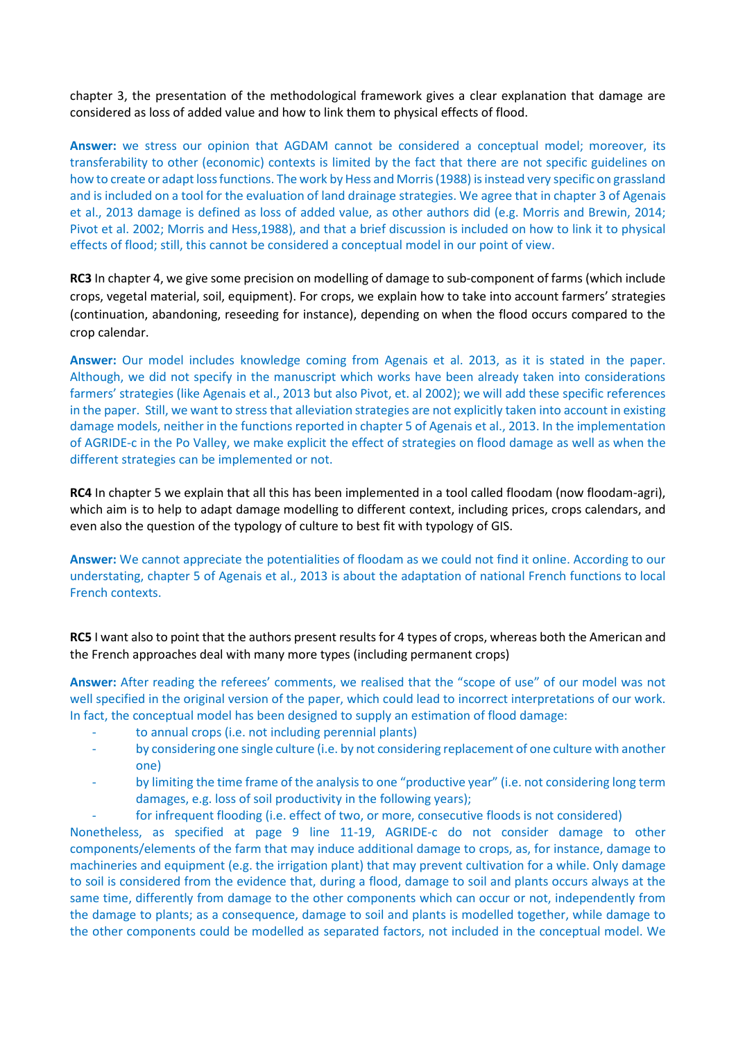chapter 3, the presentation of the methodological framework gives a clear explanation that damage are considered as loss of added value and how to link them to physical effects of flood.

**Answer:** we stress our opinion that AGDAM cannot be considered a conceptual model; moreover, its transferability to other (economic) contexts is limited by the fact that there are not specific guidelines on how to create or adapt loss functions. The work by Hess and Morris (1988) is instead very specific on grassland and is included on a tool for the evaluation of land drainage strategies. We agree that in chapter 3 of Agenais et al., 2013 damage is defined as loss of added value, as other authors did (e.g. Morris and Brewin, 2014; Pivot et al. 2002; Morris and Hess,1988), and that a brief discussion is included on how to link it to physical effects of flood; still, this cannot be considered a conceptual model in our point of view.

**RC3** In chapter 4, we give some precision on modelling of damage to sub-component of farms (which include crops, vegetal material, soil, equipment). For crops, we explain how to take into account farmers' strategies (continuation, abandoning, reseeding for instance), depending on when the flood occurs compared to the crop calendar.

**Answer:** Our model includes knowledge coming from Agenais et al. 2013, as it is stated in the paper. Although, we did not specify in the manuscript which works have been already taken into considerations farmers' strategies (like Agenais et al., 2013 but also Pivot, et. al 2002); we will add these specific references in the paper. Still, we want to stress that alleviation strategies are not explicitly taken into account in existing damage models, neither in the functions reported in chapter 5 of Agenais et al., 2013. In the implementation of AGRIDE-c in the Po Valley, we make explicit the effect of strategies on flood damage as well as when the different strategies can be implemented or not.

**RC4** In chapter 5 we explain that all this has been implemented in a tool called floodam (now floodam-agri), which aim is to help to adapt damage modelling to different context, including prices, crops calendars, and even also the question of the typology of culture to best fit with typology of GIS.

**Answer:** We cannot appreciate the potentialities of floodam as we could not find it online. According to our understating, chapter 5 of Agenais et al., 2013 is about the adaptation of national French functions to local French contexts.

**RC5** I want also to point that the authors present results for 4 types of crops, whereas both the American and the French approaches deal with many more types (including permanent crops)

**Answer:** After reading the referees' comments, we realised that the "scope of use" of our model was not well specified in the original version of the paper, which could lead to incorrect interpretations of our work. In fact, the conceptual model has been designed to supply an estimation of flood damage:

- to annual crops (i.e. not including perennial plants)
- by considering one single culture (i.e. by not considering replacement of one culture with another one)
- by limiting the time frame of the analysis to one "productive year" (i.e. not considering long term damages, e.g. loss of soil productivity in the following years);
- for infrequent flooding (i.e. effect of two, or more, consecutive floods is not considered)

Nonetheless, as specified at page 9 line 11-19, AGRIDE-c do not consider damage to other components/elements of the farm that may induce additional damage to crops, as, for instance, damage to machineries and equipment (e.g. the irrigation plant) that may prevent cultivation for a while. Only damage to soil is considered from the evidence that, during a flood, damage to soil and plants occurs always at the same time, differently from damage to the other components which can occur or not, independently from the damage to plants; as a consequence, damage to soil and plants is modelled together, while damage to the other components could be modelled as separated factors, not included in the conceptual model. We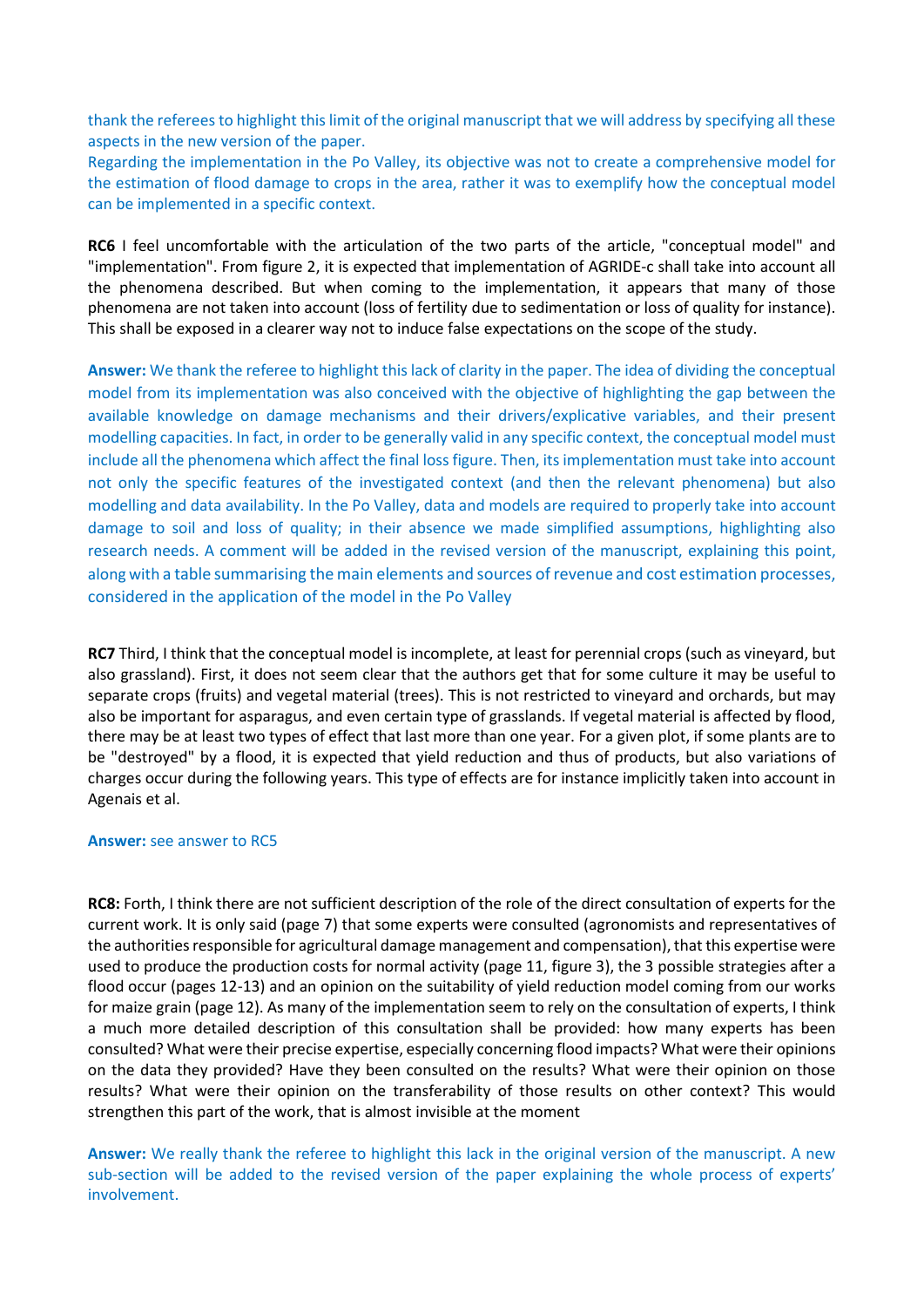thank the referees to highlight this limit of the original manuscript that we will address by specifying all these aspects in the new version of the paper.
Regarding the implementation in the Po Valley, its objective was not to create a comprehensive model for the estimation of flood damage to crops in the area, rather it was to exemplify how the conceptual model can be implemented in a specific context.

**RC6** I feel uncomfortable with the articulation of the two parts of the article, "conceptual model" and "implementation". From figure 2, it is expected that implementation of AGRIDE-c shall take into account all the phenomena described. But when coming to the implementation, it appears that many of those phenomena are not taken into account (loss of fertility due to sedimentation or loss of quality for instance). This shall be exposed in a clearer way not to induce false expectations on the scope of the study.

**Answer:** We thank the referee to highlight this lack of clarity in the paper. The idea of dividing the conceptual model from its implementation was also conceived with the objective of highlighting the gap between the available knowledge on damage mechanisms and their drivers/explicative variables, and their present modelling capacities. In fact, in order to be generally valid in any specific context, the conceptual model must include all the phenomena which affect the final loss figure. Then, its implementation must take into account not only the specific features of the investigated context (and then the relevant phenomena) but also modelling and data availability. In the Po Valley, data and models are required to properly take into account damage to soil and loss of quality; in their absence we made simplified assumptions, highlighting also research needs. A comment will be added in the revised version of the manuscript, explaining this point, along with a table summarising the main elements and sources of revenue and cost estimation processes, considered in the application of the model in the Po Valley

**RC7** Third, I think that the conceptual model is incomplete, at least for perennial crops (such as vineyard, but also grassland). First, it does not seem clear that the authors get that for some culture it may be useful to separate crops (fruits) and vegetal material (trees). This is not restricted to vineyard and orchards, but may also be important for asparagus, and even certain type of grasslands. If vegetal material is affected by flood, there may be at least two types of effect that last more than one year. For a given plot, if some plants are to be "destroyed" by a flood, it is expected that yield reduction and thus of products, but also variations of charges occur during the following years. This type of effects are for instance implicitly taken into account in Agenais et al.

**Answer:** see answer to RC5

**RC8:** Forth, I think there are not sufficient description of the role of the direct consultation of experts for the current work. It is only said (page 7) that some experts were consulted (agronomists and representatives of the authorities responsible for agricultural damage management and compensation), that this expertise were used to produce the production costs for normal activity (page 11, figure 3), the 3 possible strategies after a flood occur (pages 12-13) and an opinion on the suitability of yield reduction model coming from our works for maize grain (page 12). As many of the implementation seem to rely on the consultation of experts, I think a much more detailed description of this consultation shall be provided: how many experts has been consulted? What were their precise expertise, especially concerning flood impacts? What were their opinions on the data they provided? Have they been consulted on the results? What were their opinion on those results? What were their opinion on the transferability of those results on other context? This would strengthen this part of the work, that is almost invisible at the moment

**Answer:** We really thank the referee to highlight this lack in the original version of the manuscript. A new sub-section will be added to the revised version of the paper explaining the whole process of experts' involvement.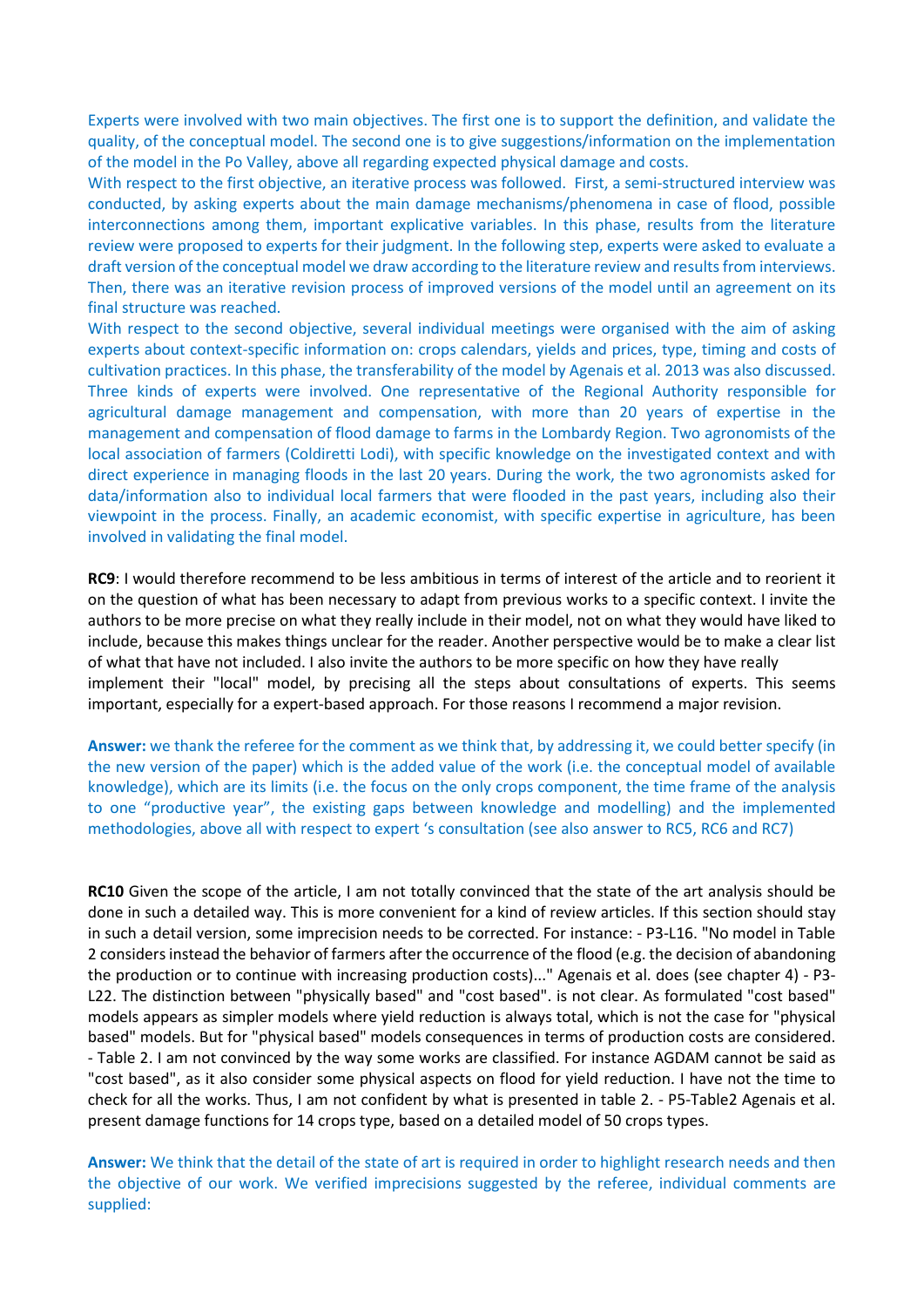Experts were involved with two main objectives. The first one is to support the definition, and validate the quality, of the conceptual model. The second one is to give suggestions/information on the implementation of the model in the Po Valley, above all regarding expected physical damage and costs.

With respect to the first objective, an iterative process was followed. First, a semi-structured interview was conducted, by asking experts about the main damage mechanisms/phenomena in case of flood, possible interconnections among them, important explicative variables. In this phase, results from the literature review were proposed to experts for their judgment. In the following step, experts were asked to evaluate a draft version of the conceptual model we draw according to the literature review and results from interviews. Then, there was an iterative revision process of improved versions of the model until an agreement on its final structure was reached.

With respect to the second objective, several individual meetings were organised with the aim of asking experts about context-specific information on: crops calendars, yields and prices, type, timing and costs of cultivation practices. In this phase, the transferability of the model by Agenais et al. 2013 was also discussed. Three kinds of experts were involved. One representative of the Regional Authority responsible for agricultural damage management and compensation, with more than 20 years of expertise in the management and compensation of flood damage to farms in the Lombardy Region. Two agronomists of the local association of farmers (Coldiretti Lodi), with specific knowledge on the investigated context and with direct experience in managing floods in the last 20 years. During the work, the two agronomists asked for data/information also to individual local farmers that were flooded in the past years, including also their viewpoint in the process. Finally, an academic economist, with specific expertise in agriculture, has been involved in validating the final model.

**RC9**: I would therefore recommend to be less ambitious in terms of interest of the article and to reorient it on the question of what has been necessary to adapt from previous works to a specific context. I invite the authors to be more precise on what they really include in their model, not on what they would have liked to include, because this makes things unclear for the reader. Another perspective would be to make a clear list of what that have not included. I also invite the authors to be more specific on how they have really implement their "local" model, by precising all the steps about consultations of experts. This seems important, especially for a expert-based approach. For those reasons I recommend a major revision.

**Answer:** we thank the referee for the comment as we think that, by addressing it, we could better specify (in the new version of the paper) which is the added value of the work (i.e. the conceptual model of available knowledge), which are its limits (i.e. the focus on the only crops component, the time frame of the analysis to one "productive year", the existing gaps between knowledge and modelling) and the implemented methodologies, above all with respect to expert 's consultation (see also answer to RC5, RC6 and RC7)

**RC10** Given the scope of the article, I am not totally convinced that the state of the art analysis should be done in such a detailed way. This is more convenient for a kind of review articles. If this section should stay in such a detail version, some imprecision needs to be corrected. For instance: - P3-L16. "No model in Table 2 considers instead the behavior of farmers after the occurrence of the flood (e.g. the decision of abandoning the production or to continue with increasing production costs)..." Agenais et al. does (see chapter 4) - P3-L22. The distinction between "physically based" and "cost based". is not clear. As formulated "cost based" models appears as simpler models where yield reduction is always total, which is not the case for "physical based" models. But for "physical based" models consequences in terms of production costs are considered. - Table 2. I am not convinced by the way some works are classified. For instance AGDAM cannot be said as "cost based", as it also consider some physical aspects on flood for yield reduction. I have not the time to check for all the works. Thus, I am not confident by what is presented in table 2. - P5-Table2 Agenais et al. present damage functions for 14 crops type, based on a detailed model of 50 crops types.

**Answer:** We think that the detail of the state of art is required in order to highlight research needs and then the objective of our work. We verified imprecisions suggested by the referee, individual comments are supplied: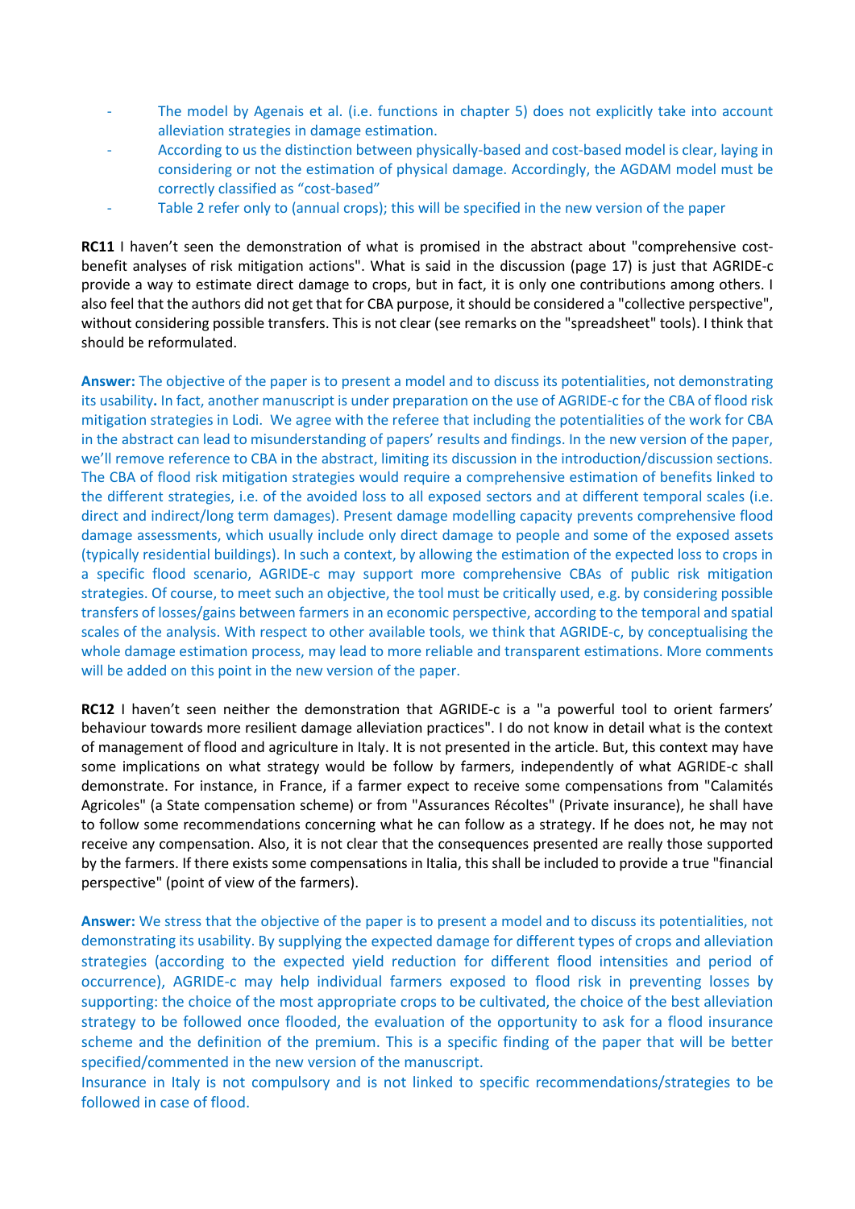- The model by Agenais et al. (i.e. functions in chapter 5) does not explicitly take into account alleviation strategies in damage estimation.
- According to us the distinction between physically-based and cost-based model is clear, laying in considering or not the estimation of physical damage. Accordingly, the AGDAM model must be correctly classified as "cost-based"
- Table 2 refer only to (annual crops); this will be specified in the new version of the paper

**RC11** I haven't seen the demonstration of what is promised in the abstract about "comprehensive cost-benefit analyses of risk mitigation actions". What is said in the discussion (page 17) is just that AGRIDE-c provide a way to estimate direct damage to crops, but in fact, it is only one contributions among others. I also feel that the authors did not get that for CBA purpose, it should be considered a "collective perspective", without considering possible transfers. This is not clear (see remarks on the "spreadsheet" tools). I think that should be reformulated.

**Answer:** The objective of the paper is to present a model and to discuss its potentialities, not demonstrating its usability**.** In fact, another manuscript is under preparation on the use of AGRIDE-c for the CBA of flood risk mitigation strategies in Lodi. We agree with the referee that including the potentialities of the work for CBA in the abstract can lead to misunderstanding of papers' results and findings. In the new version of the paper, we'll remove reference to CBA in the abstract, limiting its discussion in the introduction/discussion sections. The CBA of flood risk mitigation strategies would require a comprehensive estimation of benefits linked to the different strategies, i.e. of the avoided loss to all exposed sectors and at different temporal scales (i.e. direct and indirect/long term damages). Present damage modelling capacity prevents comprehensive flood damage assessments, which usually include only direct damage to people and some of the exposed assets (typically residential buildings). In such a context, by allowing the estimation of the expected loss to crops in a specific flood scenario, AGRIDE-c may support more comprehensive CBAs of public risk mitigation strategies. Of course, to meet such an objective, the tool must be critically used, e.g. by considering possible transfers of losses/gains between farmers in an economic perspective, according to the temporal and spatial scales of the analysis. With respect to other available tools, we think that AGRIDE-c, by conceptualising the whole damage estimation process, may lead to more reliable and transparent estimations. More comments will be added on this point in the new version of the paper.

**RC12** I haven't seen neither the demonstration that AGRIDE-c is a "a powerful tool to orient farmers' behaviour towards more resilient damage alleviation practices". I do not know in detail what is the context of management of flood and agriculture in Italy. It is not presented in the article. But, this context may have some implications on what strategy would be follow by farmers, independently of what AGRIDE-c shall demonstrate. For instance, in France, if a farmer expect to receive some compensations from "Calamités Agricoles" (a State compensation scheme) or from "Assurances Récoltes" (Private insurance), he shall have to follow some recommendations concerning what he can follow as a strategy. If he does not, he may not receive any compensation. Also, it is not clear that the consequences presented are really those supported by the farmers. If there exists some compensations in Italia, this shall be included to provide a true "financial perspective" (point of view of the farmers).

**Answer:** We stress that the objective of the paper is to present a model and to discuss its potentialities, not demonstrating its usability. By supplying the expected damage for different types of crops and alleviation strategies (according to the expected yield reduction for different flood intensities and period of occurrence), AGRIDE-c may help individual farmers exposed to flood risk in preventing losses by supporting: the choice of the most appropriate crops to be cultivated, the choice of the best alleviation strategy to be followed once flooded, the evaluation of the opportunity to ask for a flood insurance scheme and the definition of the premium. This is a specific finding of the paper that will be better specified/commented in the new version of the manuscript.
Insurance in Italy is not compulsory and is not linked to specific recommendations/strategies to be followed in case of flood.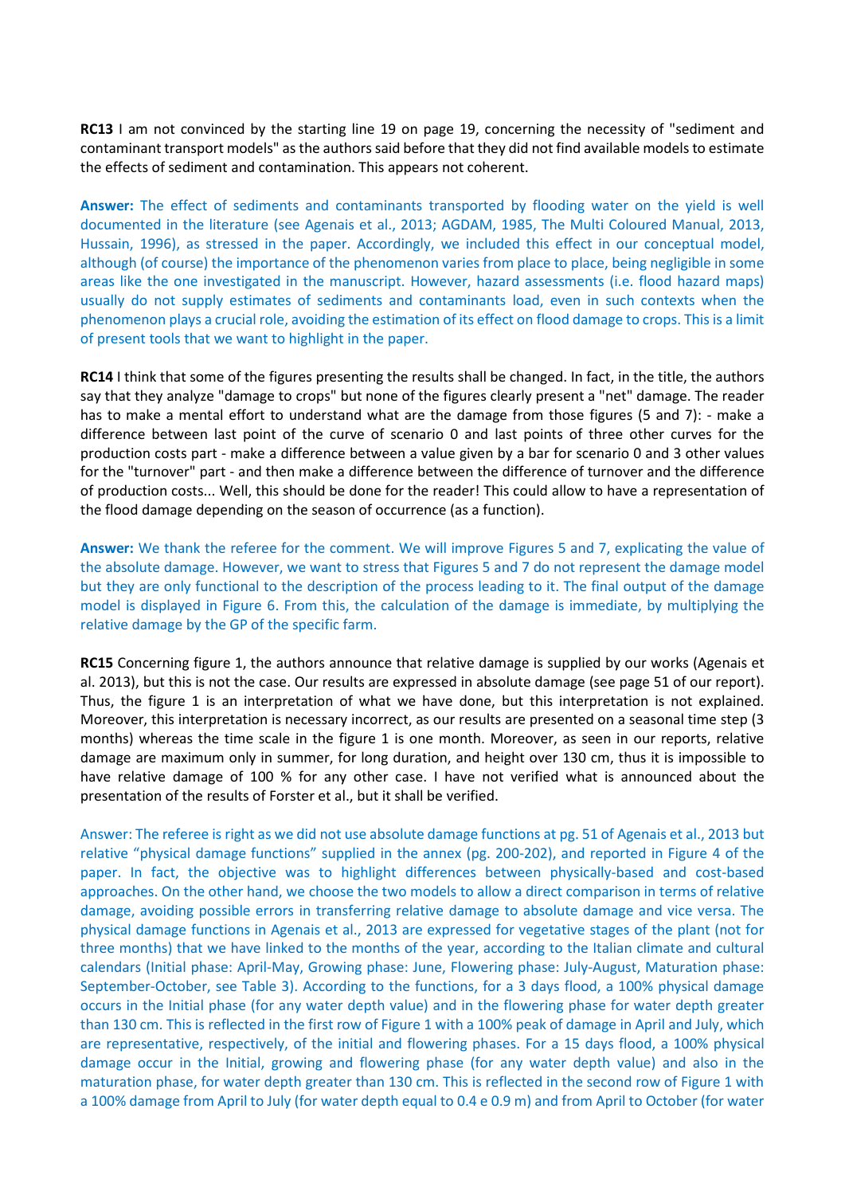**RC13** I am not convinced by the starting line 19 on page 19, concerning the necessity of "sediment and contaminant transport models" as the authors said before that they did not find available models to estimate the effects of sediment and contamination. This appears not coherent.

**Answer:** The effect of sediments and contaminants transported by flooding water on the yield is well documented in the literature (see Agenais et al., 2013; AGDAM, 1985, The Multi Coloured Manual, 2013, Hussain, 1996), as stressed in the paper. Accordingly, we included this effect in our conceptual model, although (of course) the importance of the phenomenon varies from place to place, being negligible in some areas like the one investigated in the manuscript. However, hazard assessments (i.e. flood hazard maps) usually do not supply estimates of sediments and contaminants load, even in such contexts when the phenomenon plays a crucial role, avoiding the estimation of its effect on flood damage to crops. This is a limit of present tools that we want to highlight in the paper.

**RC14** I think that some of the figures presenting the results shall be changed. In fact, in the title, the authors say that they analyze "damage to crops" but none of the figures clearly present a "net" damage. The reader has to make a mental effort to understand what are the damage from those figures (5 and 7): - make a difference between last point of the curve of scenario 0 and last points of three other curves for the production costs part - make a difference between a value given by a bar for scenario 0 and 3 other values for the "turnover" part - and then make a difference between the difference of turnover and the difference of production costs... Well, this should be done for the reader! This could allow to have a representation of the flood damage depending on the season of occurrence (as a function).

**Answer:** We thank the referee for the comment. We will improve Figures 5 and 7, explicating the value of the absolute damage. However, we want to stress that Figures 5 and 7 do not represent the damage model but they are only functional to the description of the process leading to it. The final output of the damage model is displayed in Figure 6. From this, the calculation of the damage is immediate, by multiplying the relative damage by the GP of the specific farm.

**RC15** Concerning figure 1, the authors announce that relative damage is supplied by our works (Agenais et al. 2013), but this is not the case. Our results are expressed in absolute damage (see page 51 of our report). Thus, the figure 1 is an interpretation of what we have done, but this interpretation is not explained. Moreover, this interpretation is necessary incorrect, as our results are presented on a seasonal time step (3 months) whereas the time scale in the figure 1 is one month. Moreover, as seen in our reports, relative damage are maximum only in summer, for long duration, and height over 130 cm, thus it is impossible to have relative damage of 100 % for any other case. I have not verified what is announced about the presentation of the results of Forster et al., but it shall be verified.

Answer: The referee is right as we did not use absolute damage functions at pg. 51 of Agenais et al., 2013 but relative "physical damage functions" supplied in the annex (pg. 200-202), and reported in Figure 4 of the paper. In fact, the objective was to highlight differences between physically-based and cost-based approaches. On the other hand, we choose the two models to allow a direct comparison in terms of relative damage, avoiding possible errors in transferring relative damage to absolute damage and vice versa. The physical damage functions in Agenais et al., 2013 are expressed for vegetative stages of the plant (not for three months) that we have linked to the months of the year, according to the Italian climate and cultural calendars (Initial phase: April-May, Growing phase: June, Flowering phase: July-August, Maturation phase: September-October, see Table 3). According to the functions, for a 3 days flood, a 100% physical damage occurs in the Initial phase (for any water depth value) and in the flowering phase for water depth greater than 130 cm. This is reflected in the first row of Figure 1 with a 100% peak of damage in April and July, which are representative, respectively, of the initial and flowering phases. For a 15 days flood, a 100% physical damage occur in the Initial, growing and flowering phase (for any water depth value) and also in the maturation phase, for water depth greater than 130 cm. This is reflected in the second row of Figure 1 with a 100% damage from April to July (for water depth equal to 0.4 e 0.9 m) and from April to October (for water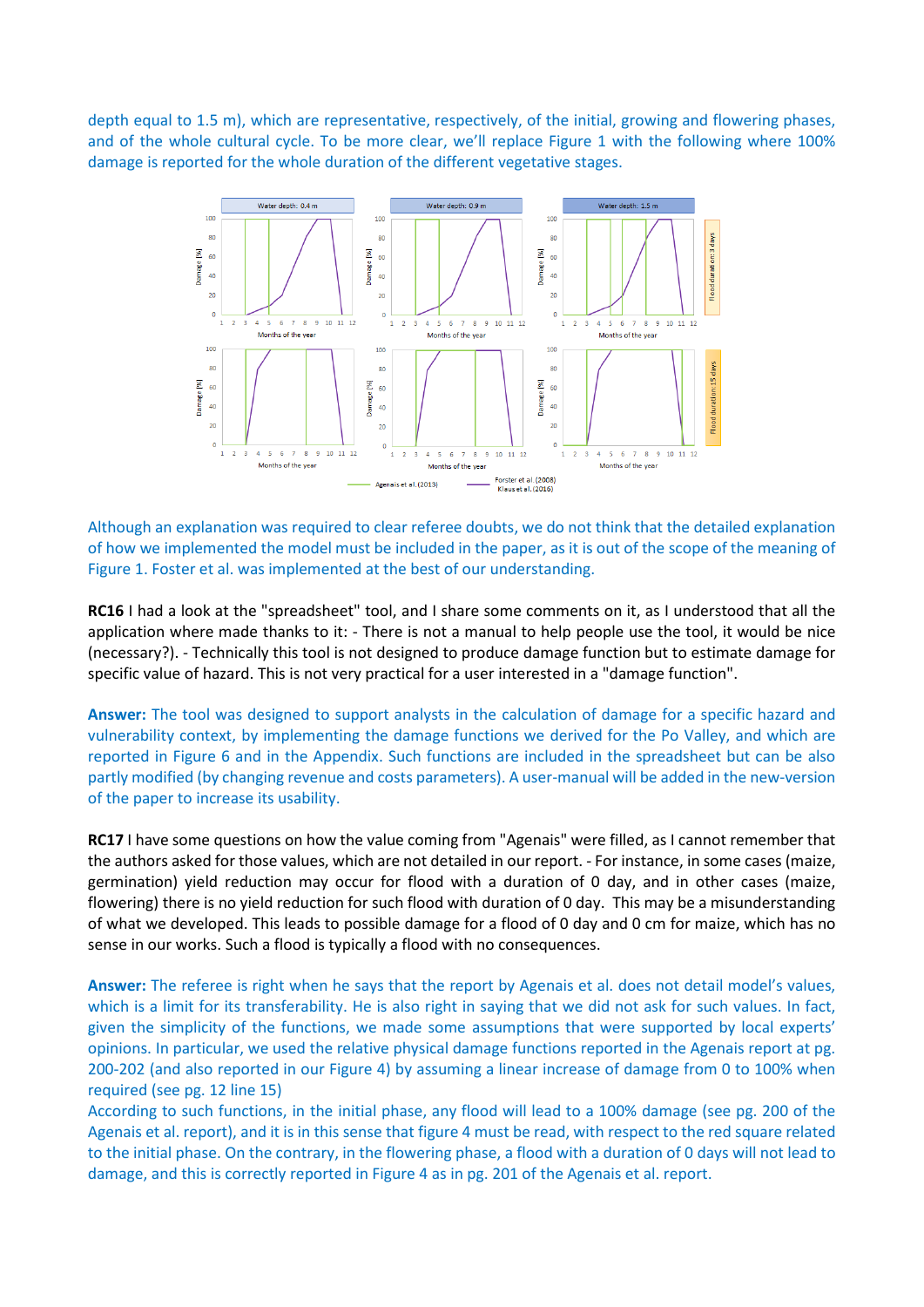depth equal to 1.5 m), which are representative, respectively, of the initial, growing and flowering phases, and of the whole cultural cycle. To be more clear, we'll replace Figure 1 with the following where 100% damage is reported for the whole duration of the different vegetative stages.

Although an explanation was required to clear referee doubts, we do not think that the detailed explanation of how we implemented the model must be included in the paper, as it is out of the scope of the meaning of Figure 1. Foster et al. was implemented at the best of our understanding.

**RC16** I had a look at the "spreadsheet" tool, and I share some comments on it, as I understood that all the application where made thanks to it: - There is not a manual to help people use the tool, it would be nice (necessary?). - Technically this tool is not designed to produce damage function but to estimate damage for specific value of hazard. This is not very practical for a user interested in a "damage function".

**Answer:** The tool was designed to support analysts in the calculation of damage for a specific hazard and vulnerability context, by implementing the damage functions we derived for the Po Valley, and which are reported in Figure 6 and in the Appendix. Such functions are included in the spreadsheet but can be also partly modified (by changing revenue and costs parameters). A user-manual will be added in the new-version of the paper to increase its usability.

**RC17** I have some questions on how the value coming from "Agenais" were filled, as I cannot remember that the authors asked for those values, which are not detailed in our report. - For instance, in some cases (maize, germination) yield reduction may occur for flood with a duration of 0 day, and in other cases (maize, flowering) there is no yield reduction for such flood with duration of 0 day. This may be a misunderstanding of what we developed. This leads to possible damage for a flood of 0 day and 0 cm for maize, which has no sense in our works. Such a flood is typically a flood with no consequences.

**Answer:** The referee is right when he says that the report by Agenais et al. does not detail model's values, which is a limit for its transferability. He is also right in saying that we did not ask for such values. In fact, given the simplicity of the functions, we made some assumptions that were supported by local experts' opinions. In particular, we used the relative physical damage functions reported in the Agenais report at pg. 200-202 (and also reported in our Figure 4) by assuming a linear increase of damage from 0 to 100% when required (see pg. 12 line 15)

According to such functions, in the initial phase, any flood will lead to a 100% damage (see pg. 200 of the Agenais et al. report), and it is in this sense that figure 4 must be read, with respect to the red square related to the initial phase. On the contrary, in the flowering phase, a flood with a duration of 0 days will not lead to damage, and this is correctly reported in Figure 4 as in pg. 201 of the Agenais et al. report.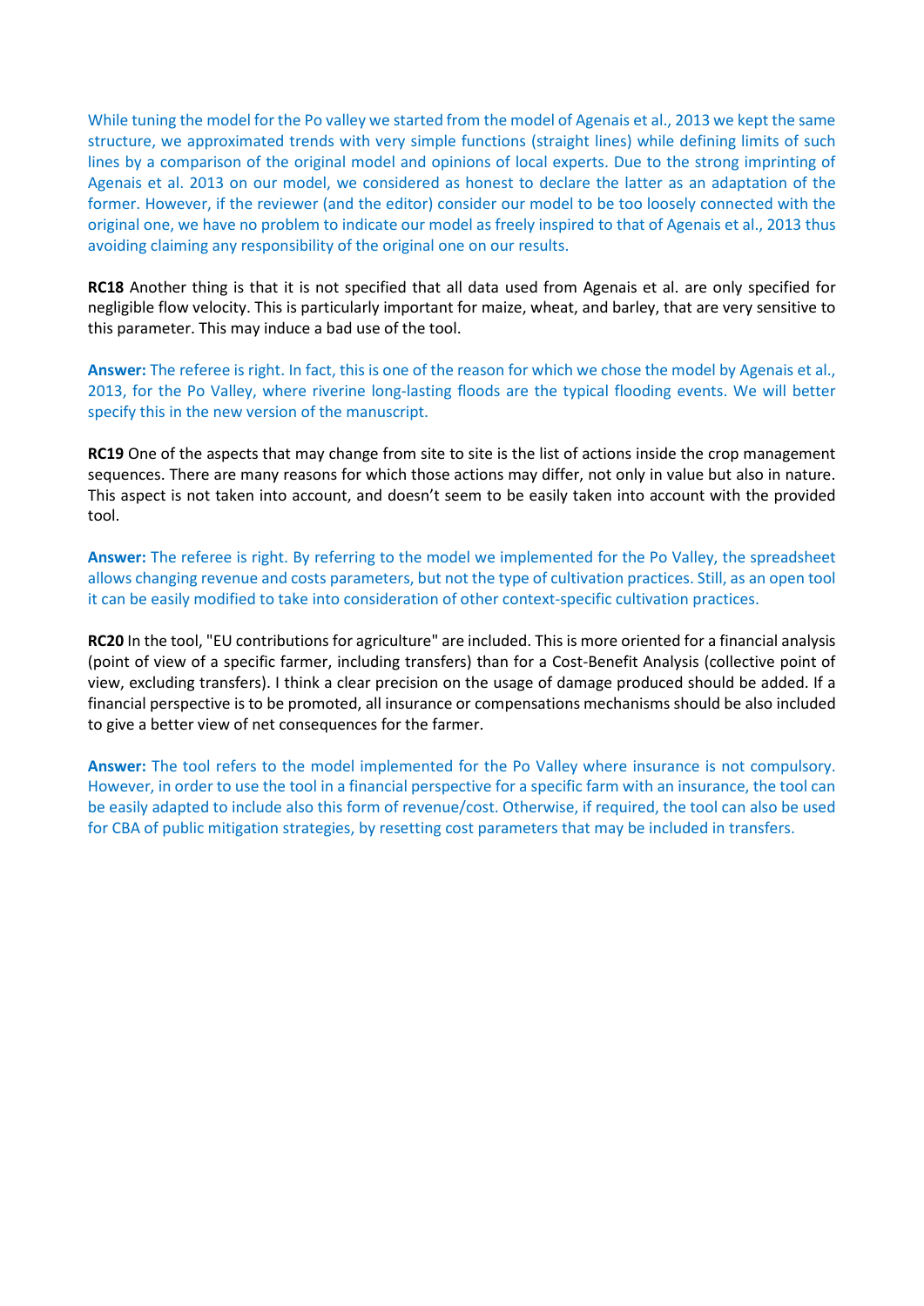While tuning the model for the Po valley we started from the model of Agenais et al., 2013 we kept the same structure, we approximated trends with very simple functions (straight lines) while defining limits of such lines by a comparison of the original model and opinions of local experts. Due to the strong imprinting of Agenais et al. 2013 on our model, we considered as honest to declare the latter as an adaptation of the former. However, if the reviewer (and the editor) consider our model to be too loosely connected with the original one, we have no problem to indicate our model as freely inspired to that of Agenais et al., 2013 thus avoiding claiming any responsibility of the original one on our results.

**RC18** Another thing is that it is not specified that all data used from Agenais et al. are only specified for negligible flow velocity. This is particularly important for maize, wheat, and barley, that are very sensitive to this parameter. This may induce a bad use of the tool.

**Answer:** The referee is right. In fact, this is one of the reason for which we chose the model by Agenais et al., 2013, for the Po Valley, where riverine long-lasting floods are the typical flooding events. We will better specify this in the new version of the manuscript.

**RC19** One of the aspects that may change from site to site is the list of actions inside the crop management sequences. There are many reasons for which those actions may differ, not only in value but also in nature. This aspect is not taken into account, and doesn't seem to be easily taken into account with the provided tool.

**Answer:** The referee is right. By referring to the model we implemented for the Po Valley, the spreadsheet allows changing revenue and costs parameters, but not the type of cultivation practices. Still, as an open tool it can be easily modified to take into consideration of other context-specific cultivation practices.

**RC20** In the tool, "EU contributions for agriculture" are included. This is more oriented for a financial analysis (point of view of a specific farmer, including transfers) than for a Cost-Benefit Analysis (collective point of view, excluding transfers). I think a clear precision on the usage of damage produced should be added. If a financial perspective is to be promoted, all insurance or compensations mechanisms should be also included to give a better view of net consequences for the farmer.

**Answer:** The tool refers to the model implemented for the Po Valley where insurance is not compulsory. However, in order to use the tool in a financial perspective for a specific farm with an insurance, the tool can be easily adapted to include also this form of revenue/cost. Otherwise, if required, the tool can also be used for CBA of public mitigation strategies, by resetting cost parameters that may be included in transfers.